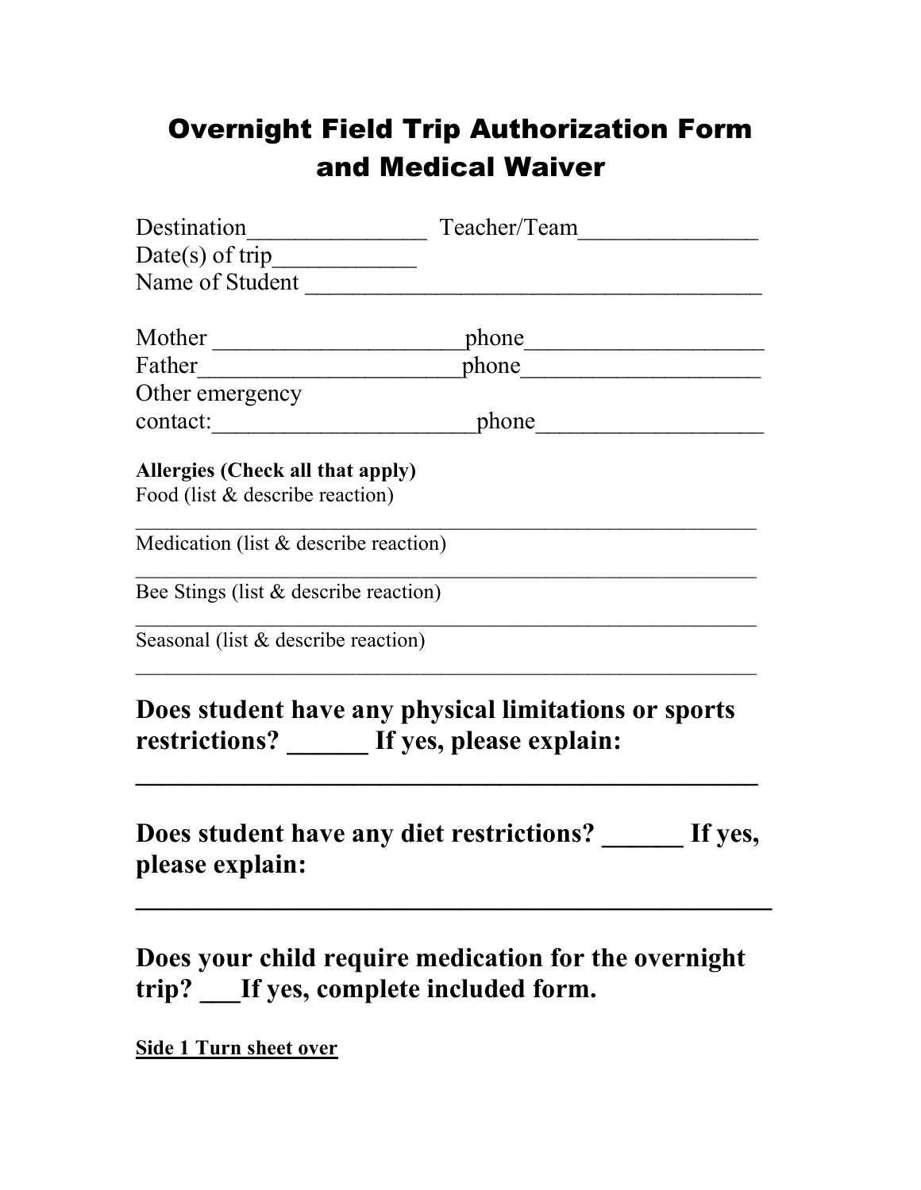# Overnight Field Trip Authorization Form and Medical Waiver

Destination_______________ Teacher/Team_______________
Date(s) of trip____________
Name of Student ______________________________________

Mother _____________________phone___________________
Father______________________phone___________________
Other emergency
contact:______________________phone___________________

**Allergies (Check all that apply)**
Food (list & describe reaction)
_____________________________________________________________
Medication (list & describe reaction)
_____________________________________________________________
Bee Stings (list & describe reaction)
_____________________________________________________________
Seasonal (list & describe reaction)
_____________________________________________________________

## Does student have any physical limitations or sports restrictions? ______ If yes, please explain:

______________________________________________

## Does student have any diet restrictions? ______ If yes, please explain:

______________________________________________

## Does your child require medication for the overnight trip? ___If yes, complete included form.

**Side 1 Turn sheet over**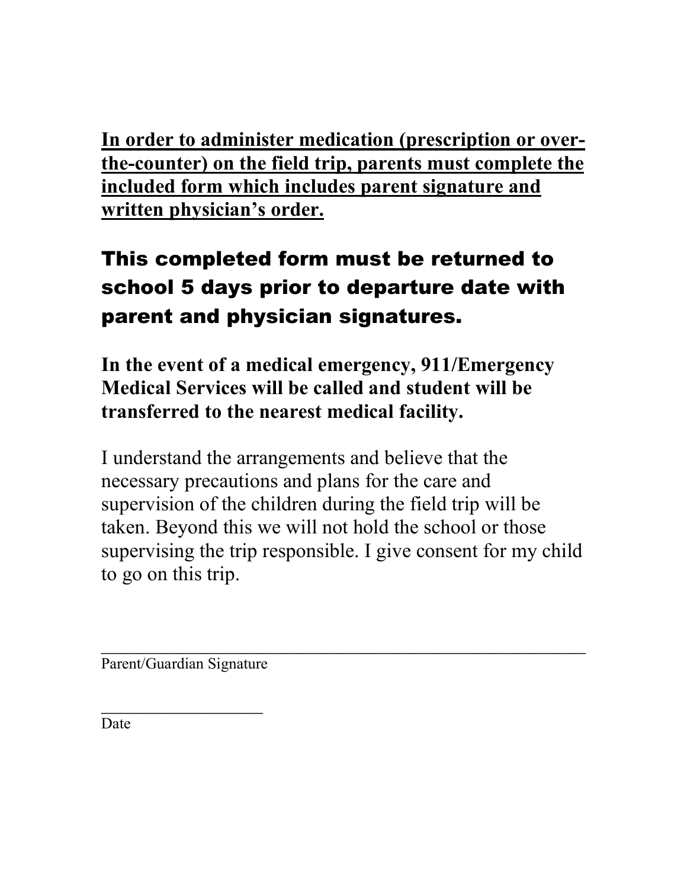**<u>In order to administer medication (prescription or over-the-counter) on the field trip, parents must complete the included form which includes parent signature and written physician's order.</u>**

## This completed form must be returned to school 5 days prior to departure date with parent and physician signatures.

**In the event of a medical emergency, 911/Emergency Medical Services will be called and student will be transferred to the nearest medical facility.**

I understand the arrangements and believe that the necessary precautions and plans for the care and supervision of the children during the field trip will be taken. Beyond this we will not hold the school or those supervising the trip responsible. I give consent for my child to go on this trip.

\_\_\_\_\_\_\_\_\_\_\_\_\_\_\_\_\_\_\_\_\_\_\_\_\_\_\_\_\_\_\_\_\_\_\_\_\_\_\_\_\_\_\_\_\_\_\_\_\_\_\_\_\_\_

Parent/Guardian Signature

\_\_\_\_\_\_\_\_\_\_\_\_\_\_\_\_\_\_\_\_

Date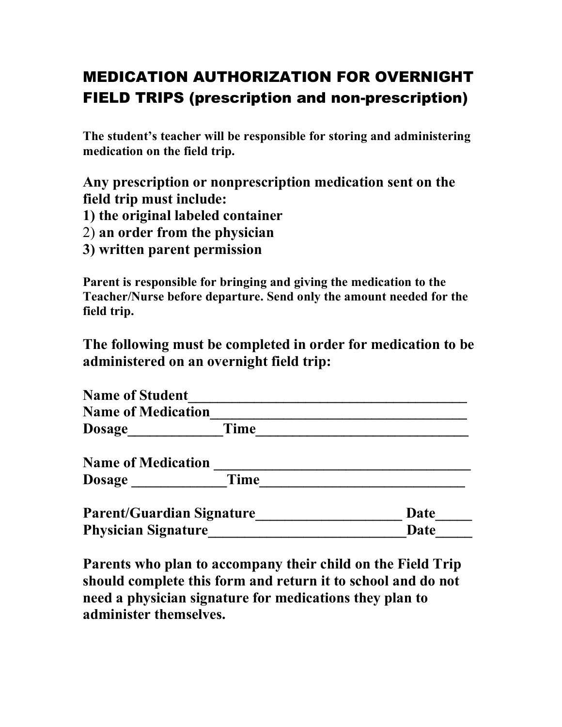# MEDICATION AUTHORIZATION FOR OVERNIGHT FIELD TRIPS (prescription and non-prescription)

**The student's teacher will be responsible for storing and administering medication on the field trip.**

**Any prescription or nonprescription medication sent on the field trip must include:**
**1) the original labeled container**
**2) an order from the physician**
**3) written parent permission**

**Parent is responsible for bringing and giving the medication to the Teacher/Nurse before departure. Send only the amount needed for the field trip.**

**The following must be completed in order for medication to be administered on an overnight field trip:**

**Name of Student**________________________________________
**Name of Medication**____________________________________
**Dosage**_____________**Time**______________________________

**Name of Medication** ____________________________________
**Dosage** _____________**Time**_____________________________

**Parent/Guardian Signature**____________________ **Date**_____
**Physician Signature**___________________________**Date**_____

**Parents who plan to accompany their child on the Field Trip should complete this form and return it to school and do not need a physician signature for medications they plan to administer themselves.**